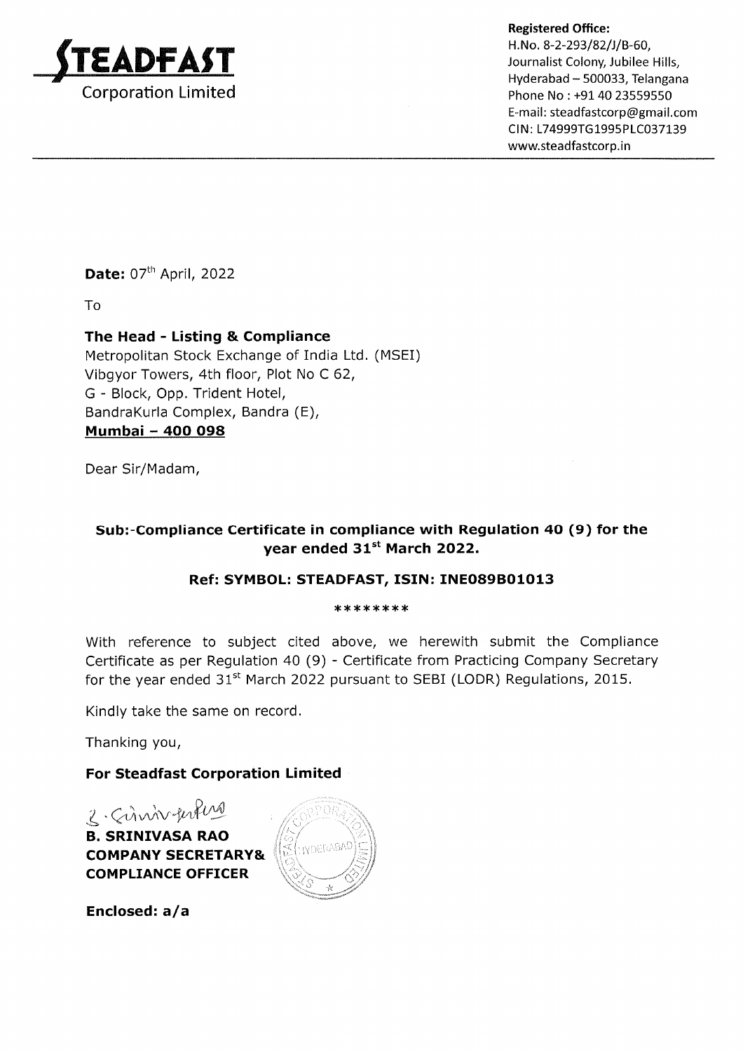# STEADFAST
Corporation Limited

**Registered Office:**
H.No. 8-2-293/82/J/B-60,
Journalist Colony, Jubilee Hills,
Hyderabad – 500033, Telangana
Phone No : +91 40 23559550
E-mail: steadfastcorp@gmail.com
CIN: L74999TG1995PLC037139
www.steadfastcorp.in

**Date:** 07th April, 2022

To

**The Head - Listing & Compliance**
Metropolitan Stock Exchange of India Ltd. (MSEI)
Vibgyor Towers, 4th floor, Plot No C 62,
G - Block, Opp. Trident Hotel,
BandraKurla Complex, Bandra (E),
**Mumbai – 400 098**

Dear Sir/Madam,

**Sub:-Compliance Certificate in compliance with Regulation 40 (9) for the year ended 31st March 2022.**

**Ref: SYMBOL: STEADFAST, ISIN: INE089B01013**

********

With reference to subject cited above, we herewith submit the Compliance Certificate as per Regulation 40 (9) - Certificate from Practicing Company Secretary for the year ended 31st March 2022 pursuant to SEBI (LODR) Regulations, 2015.

Kindly take the same on record.

Thanking you,

**For Steadfast Corporation Limited**

**B. SRINIVASA RAO**
**COMPANY SECRETARY&**
**COMPLIANCE OFFICER**

**Enclosed: a/a**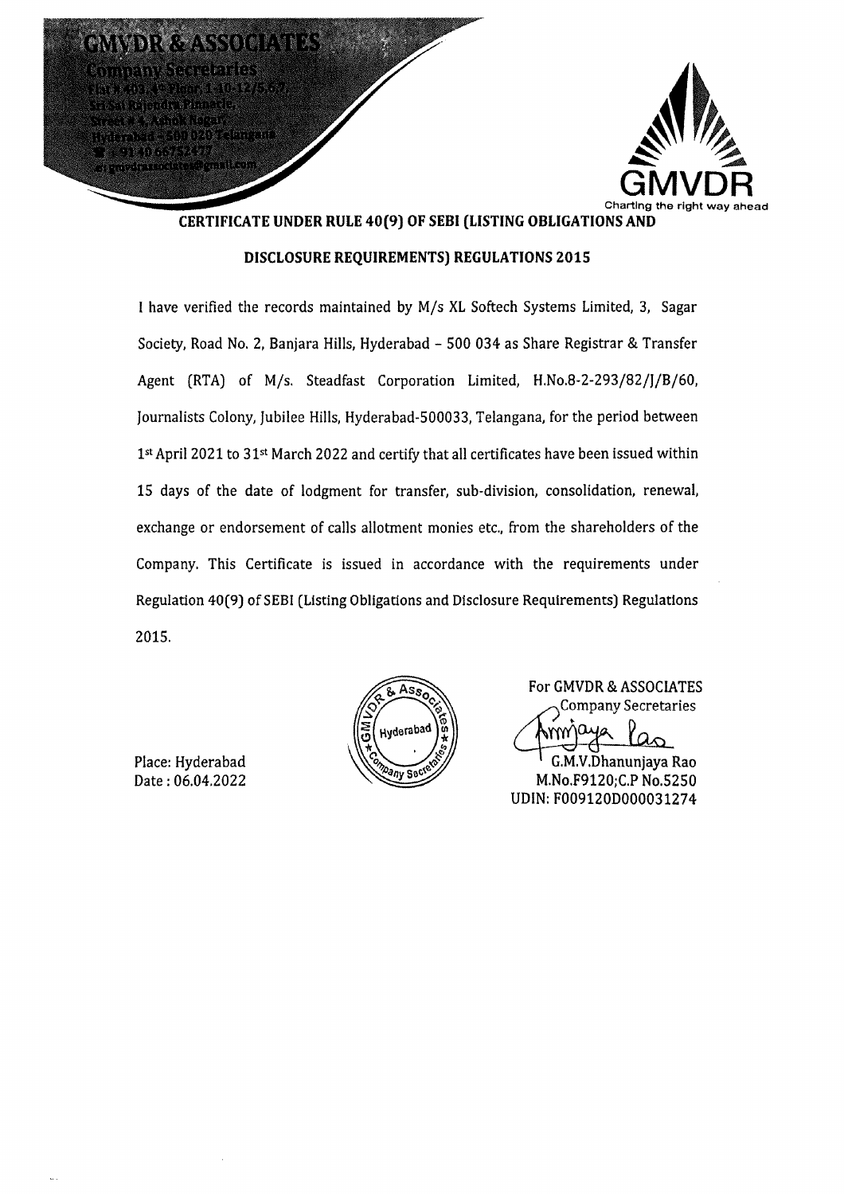**GMVDR & ASSOCIATES**
Company Secretaries
Flat # 403, 4th Floor, 1-10-12/5,6,7,
Sri Sai Rajendra Pinnacle,
Street # 4, Ashok Nagar,
Hyderabad - 500 020 Telangana
+91 40 66752477
gmvdrassociates@gmail.com

**GMVDR**
Charting the right way ahead

## CERTIFICATE UNDER RULE 40(9) OF SEBI (LISTING OBLIGATIONS AND DISCLOSURE REQUIREMENTS) REGULATIONS 2015

I have verified the records maintained by M/s XL Softech Systems Limited, 3, Sagar Society, Road No. 2, Banjara Hills, Hyderabad – 500 034 as Share Registrar & Transfer Agent (RTA) of M/s. Steadfast Corporation Limited, H.No.8-2-293/82/J/B/60, Journalists Colony, Jubilee Hills, Hyderabad-500033, Telangana, for the period between 1st April 2021 to 31st March 2022 and certify that all certificates have been issued within 15 days of the date of lodgment for transfer, sub-division, consolidation, renewal, exchange or endorsement of calls allotment monies etc., from the shareholders of the Company. This Certificate is issued in accordance with the requirements under Regulation 40(9) of SEBI (Listing Obligations and Disclosure Requirements) Regulations 2015.

For GMVDR & ASSOCIATES
Company Secretaries

G.M.V.Dhanunjaya Rao
M.No.F9120;C.P No.5250
UDIN: F009120D000031274

Place: Hyderabad
Date : 06.04.2022